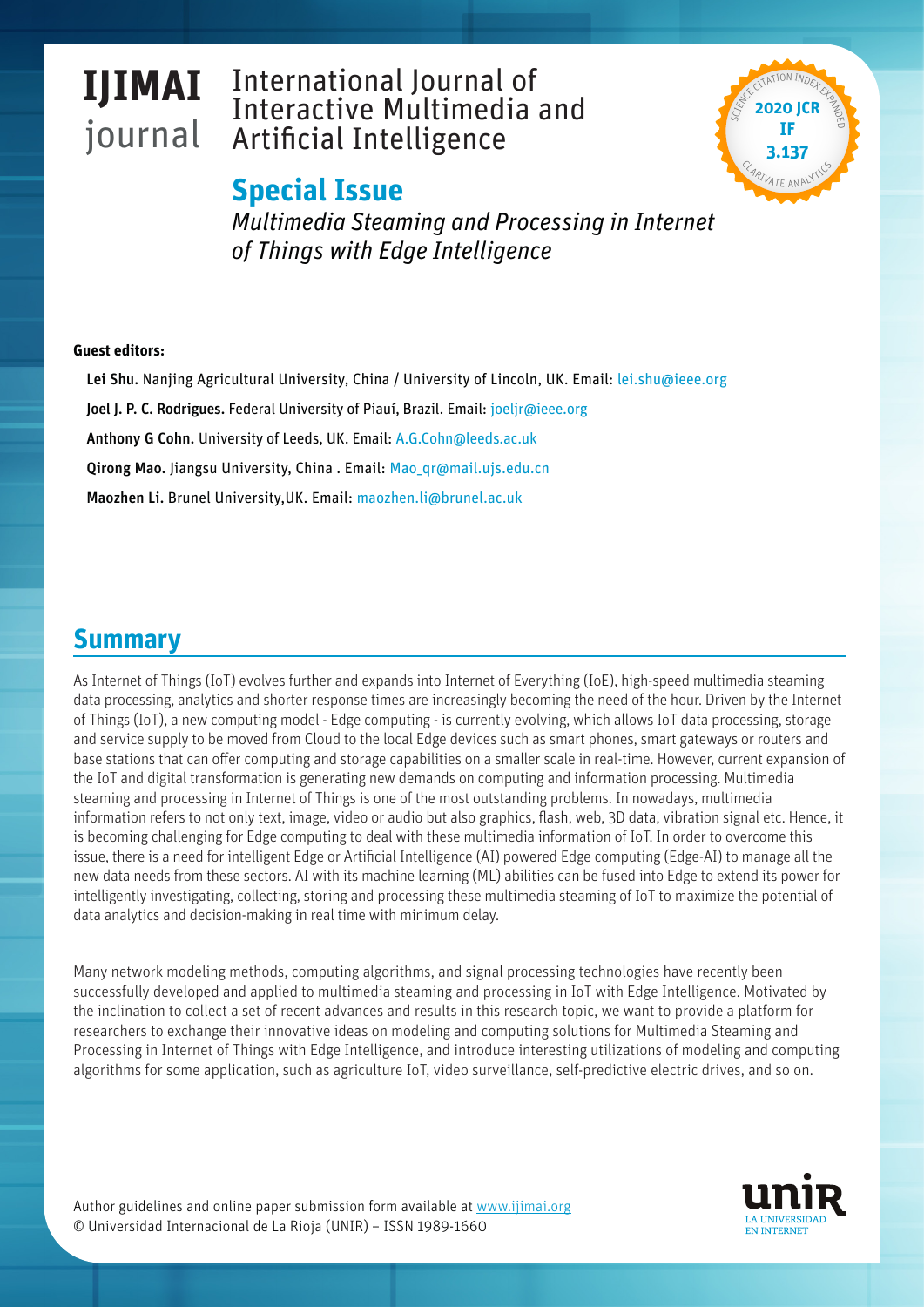# IJIMAI journal

International Journal of Interactive Multimedia and Artificial Intelligence

2020 JCR IF 3.137

## Special Issue

*Multimedia Steaming and Processing in Internet of Things with Edge Intelligence*

**Guest editors:**

**Lei Shu.** Nanjing Agricultural University, China / University of Lincoln, UK. Email: lei.shu@ieee.org

**Joel J. P. C. Rodrigues.** Federal University of Piauí, Brazil. Email: joeljr@ieee.org

**Anthony G Cohn.** University of Leeds, UK. Email: A.G.Cohn@leeds.ac.uk

**Qirong Mao.** Jiangsu University, China . Email: Mao_qr@mail.ujs.edu.cn

**Maozhen Li.** Brunel University,UK. Email: maozhen.li@brunel.ac.uk

## Summary

As Internet of Things (IoT) evolves further and expands into Internet of Everything (IoE), high-speed multimedia steaming data processing, analytics and shorter response times are increasingly becoming the need of the hour. Driven by the Internet of Things (IoT), a new computing model - Edge computing - is currently evolving, which allows IoT data processing, storage and service supply to be moved from Cloud to the local Edge devices such as smart phones, smart gateways or routers and base stations that can offer computing and storage capabilities on a smaller scale in real-time. However, current expansion of the IoT and digital transformation is generating new demands on computing and information processing. Multimedia steaming and processing in Internet of Things is one of the most outstanding problems. In nowadays, multimedia information refers to not only text, image, video or audio but also graphics, flash, web, 3D data, vibration signal etc. Hence, it is becoming challenging for Edge computing to deal with these multimedia information of IoT. In order to overcome this issue, there is a need for intelligent Edge or Artificial Intelligence (AI) powered Edge computing (Edge-AI) to manage all the new data needs from these sectors. AI with its machine learning (ML) abilities can be fused into Edge to extend its power for intelligently investigating, collecting, storing and processing these multimedia steaming of IoT to maximize the potential of data analytics and decision-making in real time with minimum delay.

Many network modeling methods, computing algorithms, and signal processing technologies have recently been successfully developed and applied to multimedia steaming and processing in IoT with Edge Intelligence. Motivated by the inclination to collect a set of recent advances and results in this research topic, we want to provide a platform for researchers to exchange their innovative ideas on modeling and computing solutions for Multimedia Steaming and Processing in Internet of Things with Edge Intelligence, and introduce interesting utilizations of modeling and computing algorithms for some application, such as agriculture IoT, video surveillance, self-predictive electric drives, and so on.

Author guidelines and online paper submission form available at www.ijimai.org
© Universidad Internacional de La Rioja (UNIR) – ISSN 1989-1660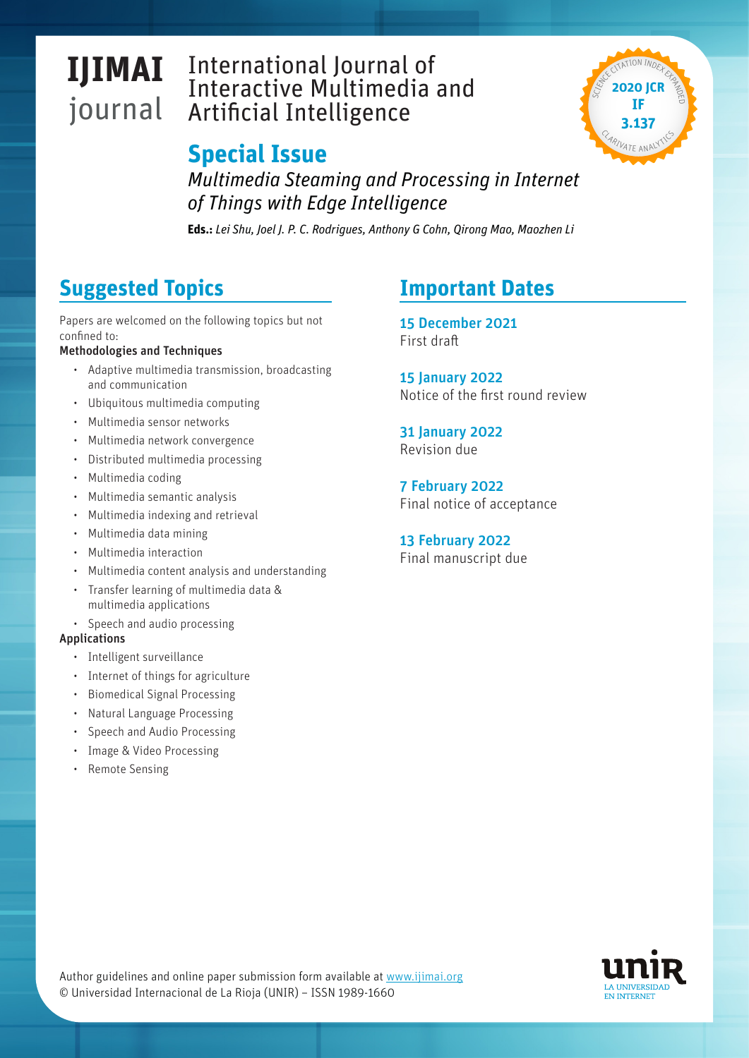# IJIMAI journal

International Journal of Interactive Multimedia and Artificial Intelligence

2020 JCR IF 3.137

## Special Issue

*Multimedia Steaming and Processing in Internet of Things with Edge Intelligence*

**Eds.:** *Lei Shu, Joel J. P. C. Rodrigues, Anthony G Cohn, Qirong Mao, Maozhen Li*

## Suggested Topics

Papers are welcomed on the following topics but not confined to:

**Methodologies and Techniques**

- Adaptive multimedia transmission, broadcasting and communication
- Ubiquitous multimedia computing
- Multimedia sensor networks
- Multimedia network convergence
- Distributed multimedia processing
- Multimedia coding
- Multimedia semantic analysis
- Multimedia indexing and retrieval
- Multimedia data mining
- Multimedia interaction
- Multimedia content analysis and understanding
- Transfer learning of multimedia data & multimedia applications
- Speech and audio processing

**Applications**

- Intelligent surveillance
- Internet of things for agriculture
- Biomedical Signal Processing
- Natural Language Processing
- Speech and Audio Processing
- Image & Video Processing
- Remote Sensing

## Important Dates

**15 December 2021**
First draft

**15 January 2022**
Notice of the first round review

**31 January 2022**
Revision due

**7 February 2022**
Final notice of acceptance

**13 February 2022**
Final manuscript due

Author guidelines and online paper submission form available at www.ijimai.org
© Universidad Internacional de La Rioja (UNIR) – ISSN 1989-1660